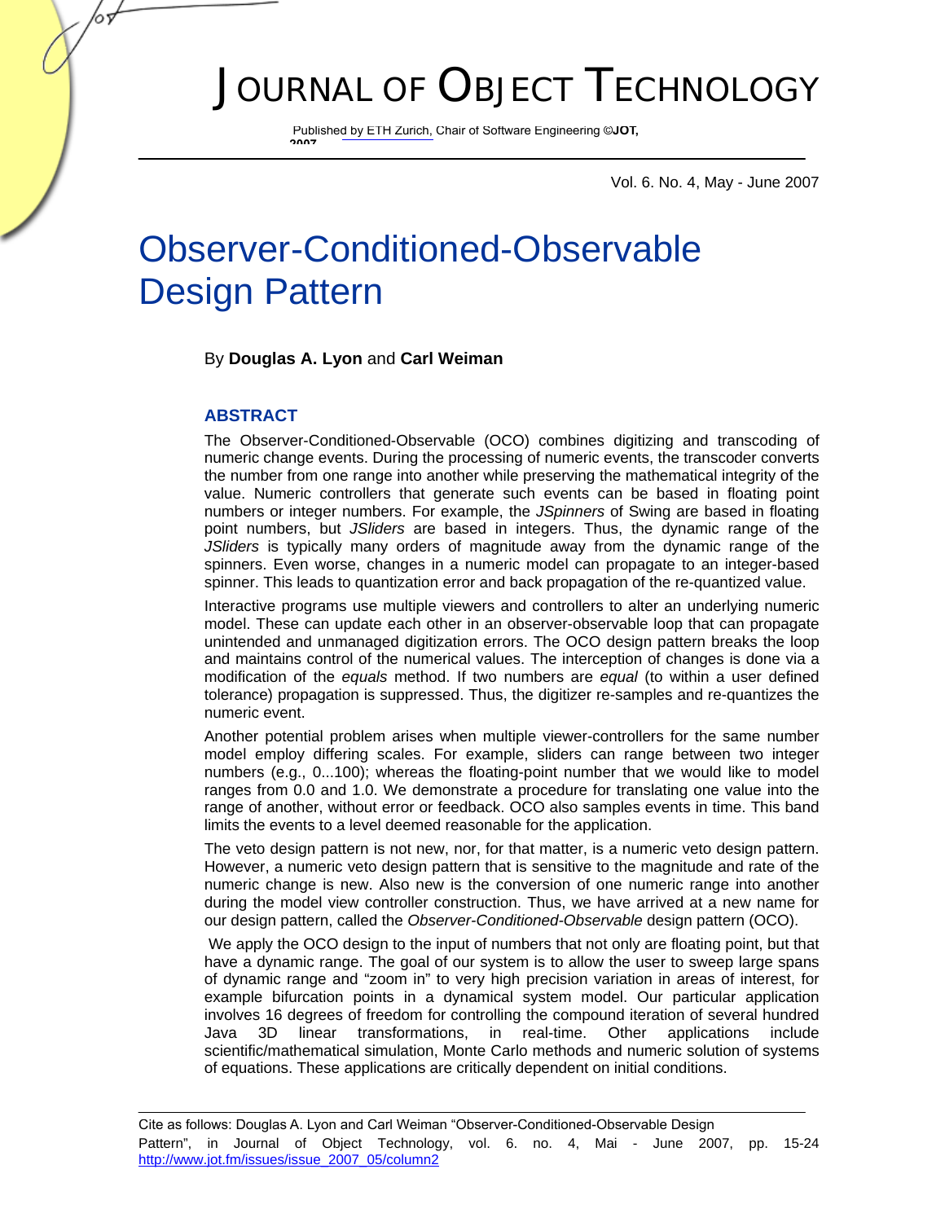# Observer-Conditioned-Observable Design Pattern

By **Douglas A. Lyon** and **Carl Weiman**

## ABSTRACT

The Observer-Conditioned-Observable (OCO) combines digitizing and transcoding of numeric change events. During the processing of numeric events, the transcoder converts the number from one range into another while preserving the mathematical integrity of the value. Numeric controllers that generate such events can be based in floating point numbers or integer numbers. For example, the *JSpinners* of Swing are based in floating point numbers, but *JSliders* are based in integers. Thus, the dynamic range of the *JSliders* is typically many orders of magnitude away from the dynamic range of the spinners. Even worse, changes in a numeric model can propagate to an integer-based spinner. This leads to quantization error and back propagation of the re-quantized value.

Interactive programs use multiple viewers and controllers to alter an underlying numeric model. These can update each other in an observer-observable loop that can propagate unintended and unmanaged digitization errors. The OCO design pattern breaks the loop and maintains control of the numerical values. The interception of changes is done via a modification of the *equals* method. If two numbers are *equal* (to within a user defined tolerance) propagation is suppressed. Thus, the digitizer re-samples and re-quantizes the numeric event.

Another potential problem arises when multiple viewer-controllers for the same number model employ differing scales. For example, sliders can range between two integer numbers (e.g., 0...100); whereas the floating-point number that we would like to model ranges from 0.0 and 1.0. We demonstrate a procedure for translating one value into the range of another, without error or feedback. OCO also samples events in time. This band limits the events to a level deemed reasonable for the application.

The veto design pattern is not new, nor, for that matter, is a numeric veto design pattern. However, a numeric veto design pattern that is sensitive to the magnitude and rate of the numeric change is new. Also new is the conversion of one numeric range into another during the model view controller construction. Thus, we have arrived at a new name for our design pattern, called the *Observer-Conditioned-Observable* design pattern (OCO).

We apply the OCO design to the input of numbers that not only are floating point, but that have a dynamic range. The goal of our system is to allow the user to sweep large spans of dynamic range and "zoom in" to very high precision variation in areas of interest, for example bifurcation points in a dynamical system model. Our particular application involves 16 degrees of freedom for controlling the compound iteration of several hundred Java 3D linear transformations, in real-time. Other applications include scientific/mathematical simulation, Monte Carlo methods and numeric solution of systems of equations. These applications are critically dependent on initial conditions.

Cite as follows: Douglas A. Lyon and Carl Weiman "Observer-Conditioned-Observable Design Pattern", in Journal of Object Technology, vol. 6. no. 4, Mai - June 2007, pp. 15-24 http://www.jot.fm/issues/issue_2007_05/column2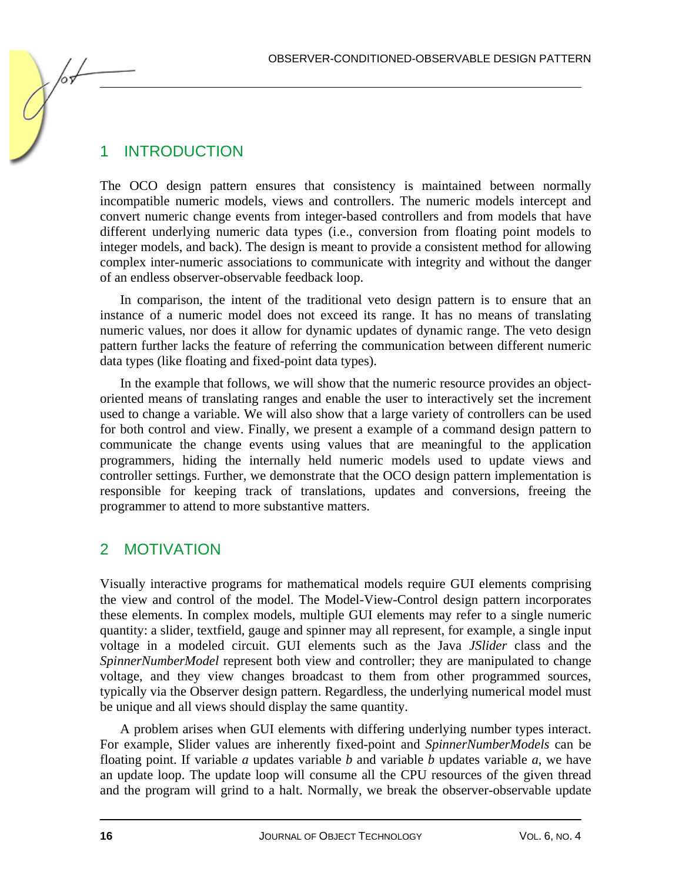## 1 INTRODUCTION

The OCO design pattern ensures that consistency is maintained between normally incompatible numeric models, views and controllers. The numeric models intercept and convert numeric change events from integer-based controllers and from models that have different underlying numeric data types (i.e., conversion from floating point models to integer models, and back). The design is meant to provide a consistent method for allowing complex inter-numeric associations to communicate with integrity and without the danger of an endless observer-observable feedback loop.

In comparison, the intent of the traditional veto design pattern is to ensure that an instance of a numeric model does not exceed its range. It has no means of translating numeric values, nor does it allow for dynamic updates of dynamic range. The veto design pattern further lacks the feature of referring the communication between different numeric data types (like floating and fixed-point data types).

In the example that follows, we will show that the numeric resource provides an object-oriented means of translating ranges and enable the user to interactively set the increment used to change a variable. We will also show that a large variety of controllers can be used for both control and view. Finally, we present a example of a command design pattern to communicate the change events using values that are meaningful to the application programmers, hiding the internally held numeric models used to update views and controller settings. Further, we demonstrate that the OCO design pattern implementation is responsible for keeping track of translations, updates and conversions, freeing the programmer to attend to more substantive matters.

## 2 MOTIVATION

Visually interactive programs for mathematical models require GUI elements comprising the view and control of the model. The Model-View-Control design pattern incorporates these elements. In complex models, multiple GUI elements may refer to a single numeric quantity: a slider, textfield, gauge and spinner may all represent, for example, a single input voltage in a modeled circuit. GUI elements such as the Java *JSlider* class and the *SpinnerNumberModel* represent both view and controller; they are manipulated to change voltage, and they view changes broadcast to them from other programmed sources, typically via the Observer design pattern. Regardless, the underlying numerical model must be unique and all views should display the same quantity.

A problem arises when GUI elements with differing underlying number types interact. For example, Slider values are inherently fixed-point and *SpinnerNumberModels* can be floating point. If variable *a* updates variable *b* and variable *b* updates variable *a*, we have an update loop. The update loop will consume all the CPU resources of the given thread and the program will grind to a halt. Normally, we break the observer-observable update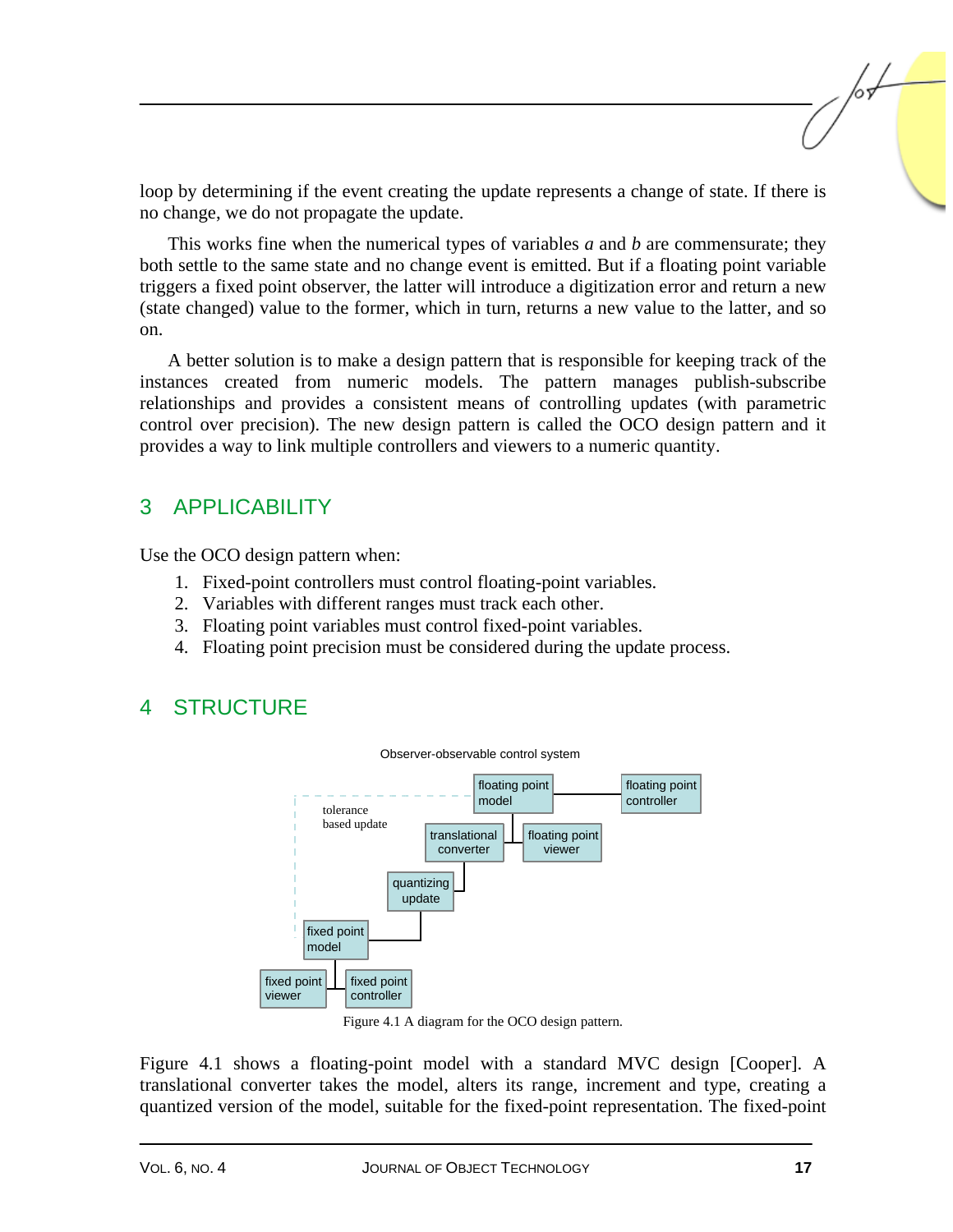loop by determining if the event creating the update represents a change of state. If there is no change, we do not propagate the update.

This works fine when the numerical types of variables *a* and *b* are commensurate; they both settle to the same state and no change event is emitted. But if a floating point variable triggers a fixed point observer, the latter will introduce a digitization error and return a new (state changed) value to the former, which in turn, returns a new value to the latter, and so on.

A better solution is to make a design pattern that is responsible for keeping track of the instances created from numeric models. The pattern manages publish-subscribe relationships and provides a consistent means of controlling updates (with parametric control over precision). The new design pattern is called the OCO design pattern and it provides a way to link multiple controllers and viewers to a numeric quantity.

## 3 APPLICABILITY

Use the OCO design pattern when:

1. Fixed-point controllers must control floating-point variables.
2. Variables with different ranges must track each other.
3. Floating point variables must control fixed-point variables.
4. Floating point precision must be considered during the update process.

## 4 STRUCTURE

Observer-observable control system

floating point model — floating point controller

tolerance based update

translational converter — floating point viewer

quantizing update

fixed point model

fixed point viewer — fixed point controller

Figure 4.1 A diagram for the OCO design pattern.

Figure 4.1 shows a floating-point model with a standard MVC design [Cooper]. A translational converter takes the model, alters its range, increment and type, creating a quantized version of the model, suitable for the fixed-point representation. The fixed-point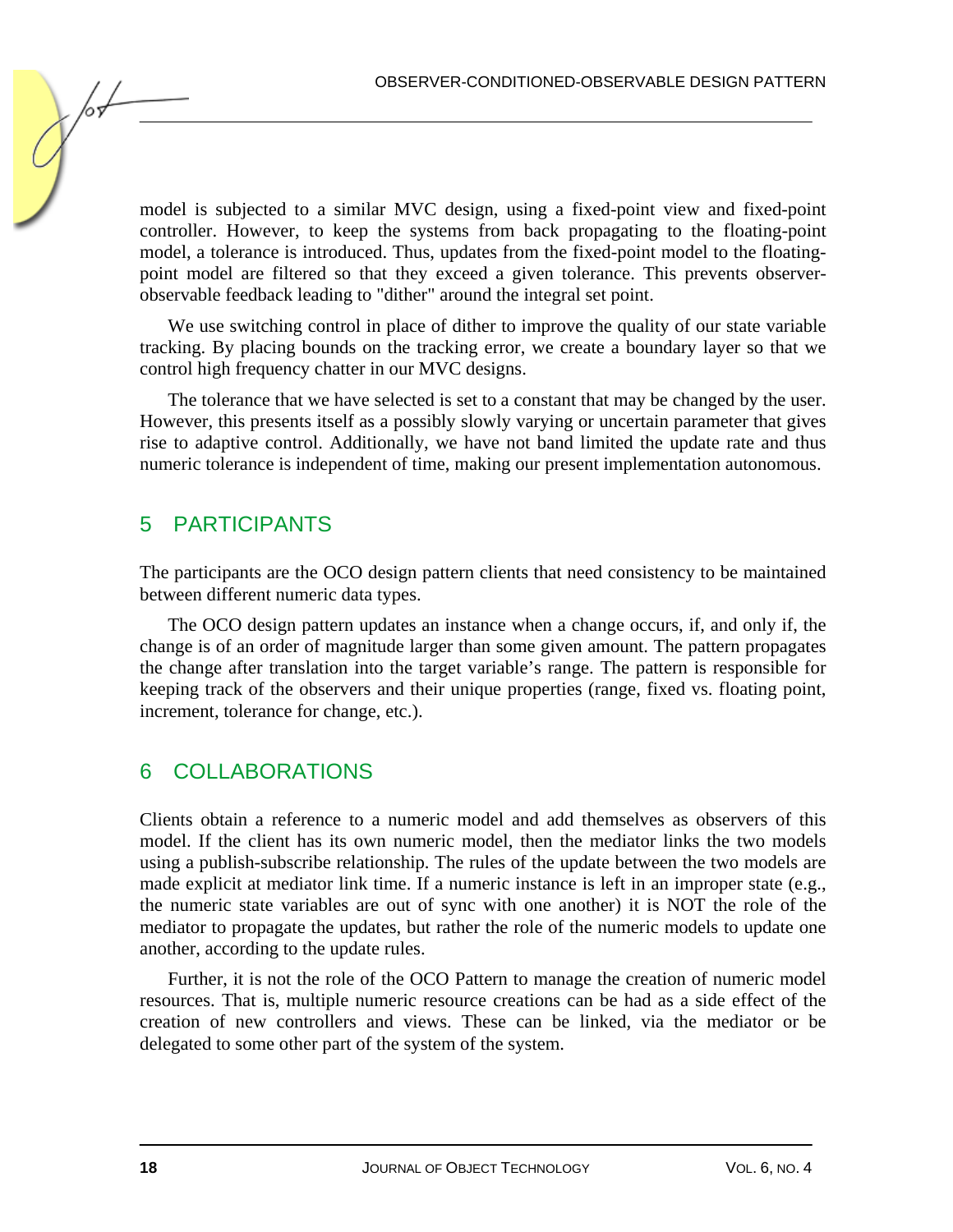model is subjected to a similar MVC design, using a fixed-point view and fixed-point controller. However, to keep the systems from back propagating to the floating-point model, a tolerance is introduced. Thus, updates from the fixed-point model to the floating-point model are filtered so that they exceed a given tolerance. This prevents observer-observable feedback leading to "dither" around the integral set point.

We use switching control in place of dither to improve the quality of our state variable tracking. By placing bounds on the tracking error, we create a boundary layer so that we control high frequency chatter in our MVC designs.

The tolerance that we have selected is set to a constant that may be changed by the user. However, this presents itself as a possibly slowly varying or uncertain parameter that gives rise to adaptive control. Additionally, we have not band limited the update rate and thus numeric tolerance is independent of time, making our present implementation autonomous.

## 5 PARTICIPANTS

The participants are the OCO design pattern clients that need consistency to be maintained between different numeric data types.

The OCO design pattern updates an instance when a change occurs, if, and only if, the change is of an order of magnitude larger than some given amount. The pattern propagates the change after translation into the target variable's range. The pattern is responsible for keeping track of the observers and their unique properties (range, fixed vs. floating point, increment, tolerance for change, etc.).

## 6 COLLABORATIONS

Clients obtain a reference to a numeric model and add themselves as observers of this model. If the client has its own numeric model, then the mediator links the two models using a publish-subscribe relationship. The rules of the update between the two models are made explicit at mediator link time. If a numeric instance is left in an improper state (e.g., the numeric state variables are out of sync with one another) it is NOT the role of the mediator to propagate the updates, but rather the role of the numeric models to update one another, according to the update rules.

Further, it is not the role of the OCO Pattern to manage the creation of numeric model resources. That is, multiple numeric resource creations can be had as a side effect of the creation of new controllers and views. These can be linked, via the mediator or be delegated to some other part of the system of the system.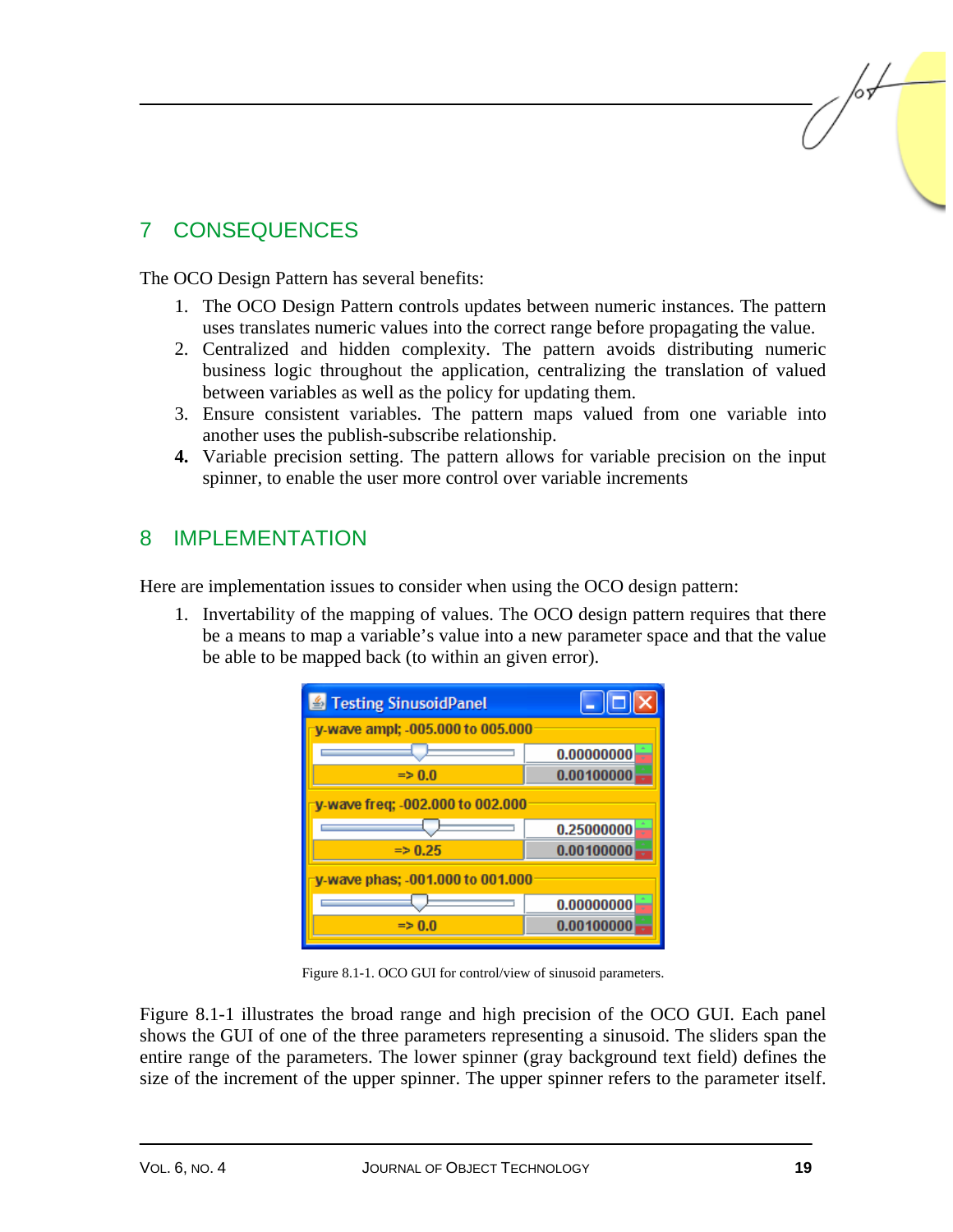## 7 CONSEQUENCES

The OCO Design Pattern has several benefits:

1. The OCO Design Pattern controls updates between numeric instances. The pattern uses translates numeric values into the correct range before propagating the value.
2. Centralized and hidden complexity. The pattern avoids distributing numeric business logic throughout the application, centralizing the translation of valued between variables as well as the policy for updating them.
3. Ensure consistent variables. The pattern maps valued from one variable into another uses the publish-subscribe relationship.
4. **4.** Variable precision setting. The pattern allows for variable precision on the input spinner, to enable the user more control over variable increments

## 8 IMPLEMENTATION

Here are implementation issues to consider when using the OCO design pattern:

1. Invertability of the mapping of values. The OCO design pattern requires that there be a means to map a variable's value into a new parameter space and that the value be able to be mapped back (to within an given error).

Figure 8.1-1. OCO GUI for control/view of sinusoid parameters.

Figure 8.1-1 illustrates the broad range and high precision of the OCO GUI. Each panel shows the GUI of one of the three parameters representing a sinusoid. The sliders span the entire range of the parameters. The lower spinner (gray background text field) defines the size of the increment of the upper spinner. The upper spinner refers to the parameter itself.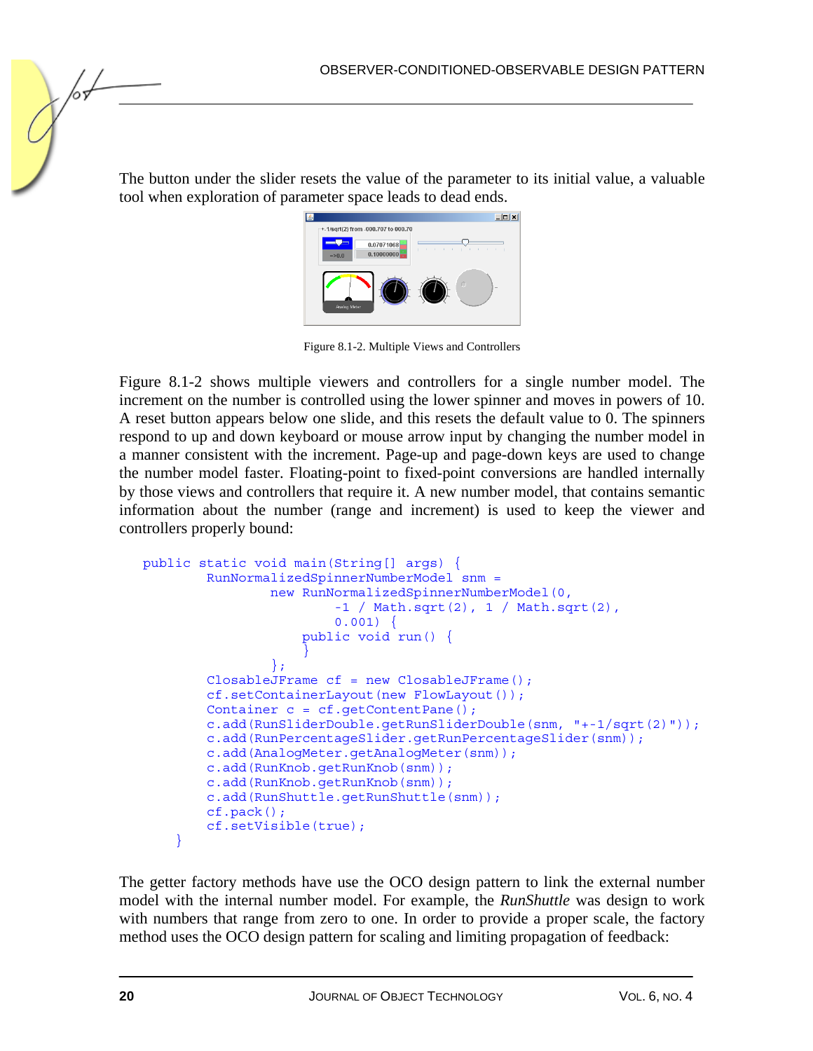The button under the slider resets the value of the parameter to its initial value, a valuable tool when exploration of parameter space leads to dead ends.

Figure 8.1-2. Multiple Views and Controllers

Figure 8.1-2 shows multiple viewers and controllers for a single number model. The increment on the number is controlled using the lower spinner and moves in powers of 10. A reset button appears below one slide, and this resets the default value to 0. The spinners respond to up and down keyboard or mouse arrow input by changing the number model in a manner consistent with the increment. Page-up and page-down keys are used to change the number model faster. Floating-point to fixed-point conversions are handled internally by those views and controllers that require it. A new number model, that contains semantic information about the number (range and increment) is used to keep the viewer and controllers properly bound:

```
public static void main(String[] args) {
        RunNormalizedSpinnerNumberModel snm =
                new RunNormalizedSpinnerNumberModel(0,
                        -1 / Math.sqrt(2), 1 / Math.sqrt(2),
                        0.001) {
                    public void run() {
                    }
                };
        ClosableJFrame cf = new ClosableJFrame();
        cf.setContainerLayout(new FlowLayout());
        Container c = cf.getContentPane();
        c.add(RunSliderDouble.getRunSliderDouble(snm, "+-1/sqrt(2)"));
        c.add(RunPercentageSlider.getRunPercentageSlider(snm));
        c.add(AnalogMeter.getAnalogMeter(snm));
        c.add(RunKnob.getRunKnob(snm));
        c.add(RunKnob.getRunKnob(snm));
        c.add(RunShuttle.getRunShuttle(snm));
        cf.pack();
        cf.setVisible(true);
    }
```

The getter factory methods have use the OCO design pattern to link the external number model with the internal number model. For example, the *RunShuttle* was design to work with numbers that range from zero to one. In order to provide a proper scale, the factory method uses the OCO design pattern for scaling and limiting propagation of feedback: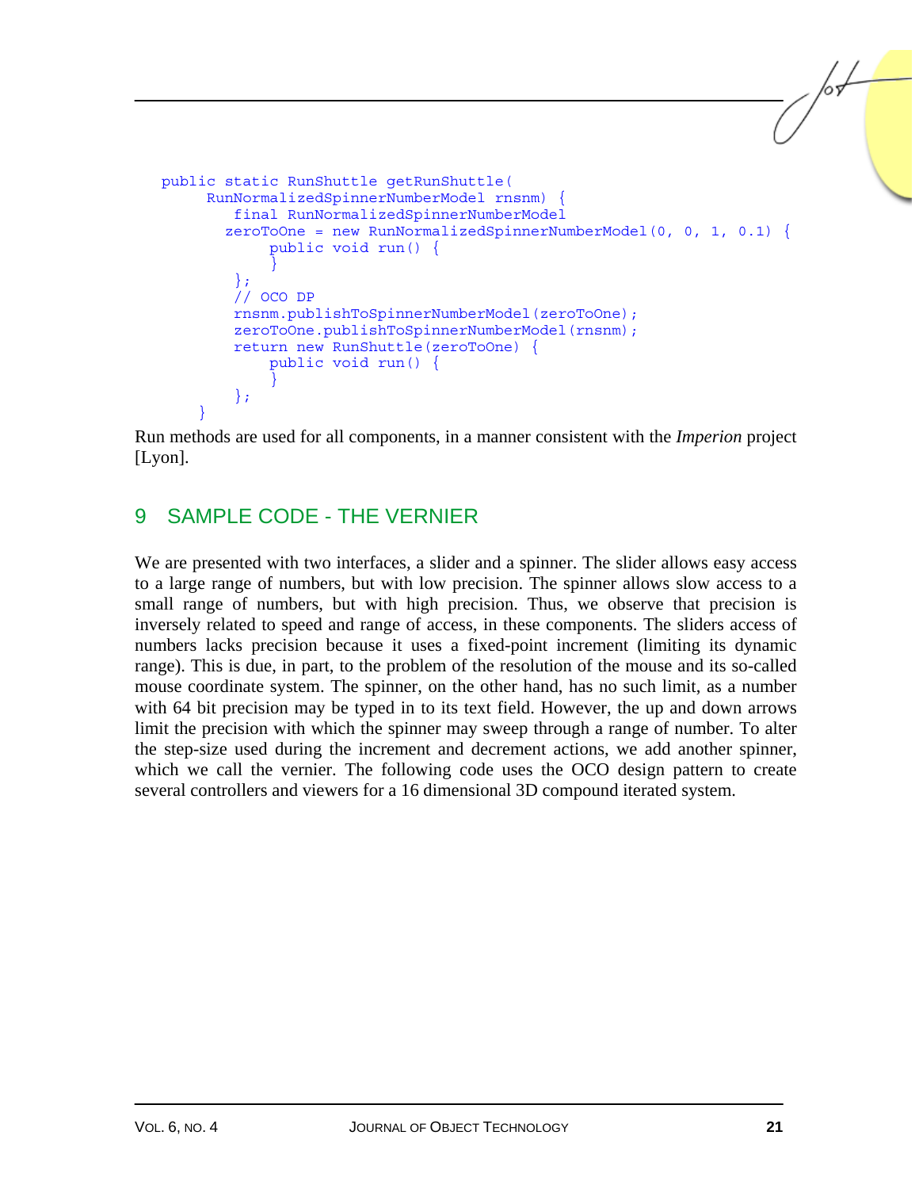```java
public static RunShuttle getRunShuttle(
      RunNormalizedSpinnerNumberModel rnsnm) {
         final RunNormalizedSpinnerNumberModel
        zeroToOne = new RunNormalizedSpinnerNumberModel(0, 0, 1, 0.1) {
             public void run() {
             }
         };
         // OCO DP
         rnsnm.publishToSpinnerNumberModel(zeroToOne);
         zeroToOne.publishToSpinnerNumberModel(rnsnm);
         return new RunShuttle(zeroToOne) {
             public void run() {
             }
         };
     }
```

Run methods are used for all components, in a manner consistent with the *Imperion* project [Lyon].

## 9 SAMPLE CODE - THE VERNIER

We are presented with two interfaces, a slider and a spinner. The slider allows easy access to a large range of numbers, but with low precision. The spinner allows slow access to a small range of numbers, but with high precision. Thus, we observe that precision is inversely related to speed and range of access, in these components. The sliders access of numbers lacks precision because it uses a fixed-point increment (limiting its dynamic range). This is due, in part, to the problem of the resolution of the mouse and its so-called mouse coordinate system. The spinner, on the other hand, has no such limit, as a number with 64 bit precision may be typed in to its text field. However, the up and down arrows limit the precision with which the spinner may sweep through a range of number. To alter the step-size used during the increment and decrement actions, we add another spinner, which we call the vernier. The following code uses the OCO design pattern to create several controllers and viewers for a 16 dimensional 3D compound iterated system.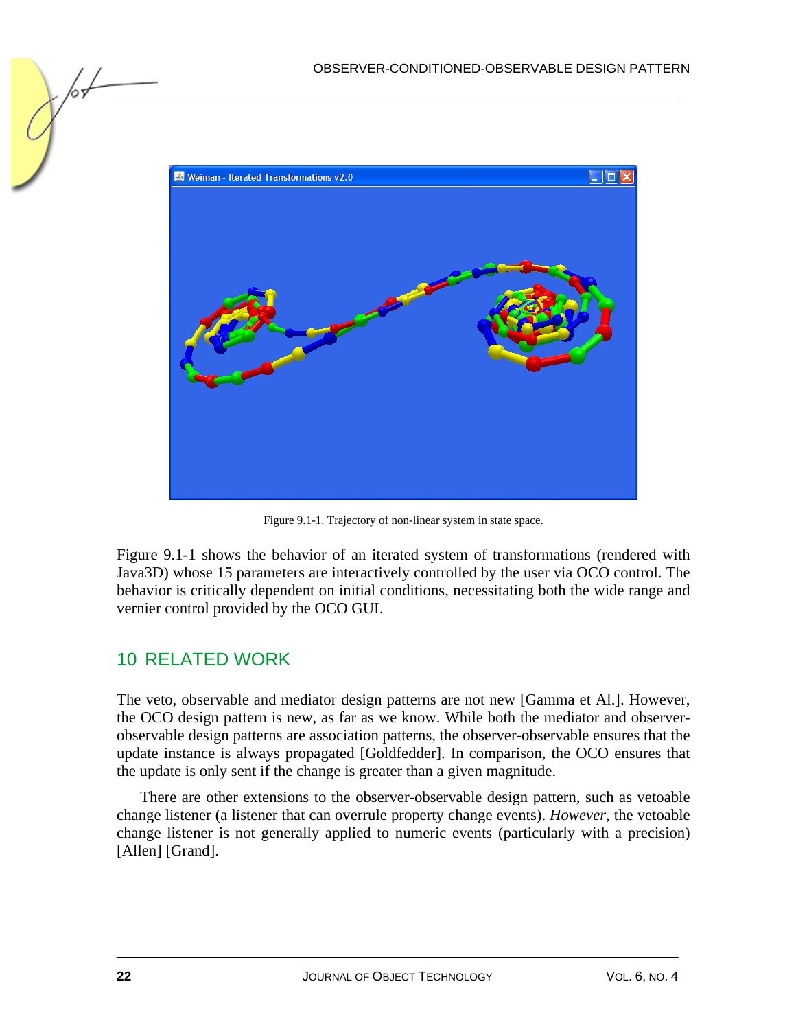Figure 9.1-1. Trajectory of non-linear system in state space.

Figure 9.1-1 shows the behavior of an iterated system of transformations (rendered with Java3D) whose 15 parameters are interactively controlled by the user via OCO control. The behavior is critically dependent on initial conditions, necessitating both the wide range and vernier control provided by the OCO GUI.

## 10 RELATED WORK

The veto, observable and mediator design patterns are not new [Gamma et Al.]. However, the OCO design pattern is new, as far as we know. While both the mediator and observer-observable design patterns are association patterns, the observer-observable ensures that the update instance is always propagated [Goldfedder]. In comparison, the OCO ensures that the update is only sent if the change is greater than a given magnitude.

There are other extensions to the observer-observable design pattern, such as vetoable change listener (a listener that can overrule property change events). *However*, the vetoable change listener is not generally applied to numeric events (particularly with a precision) [Allen] [Grand].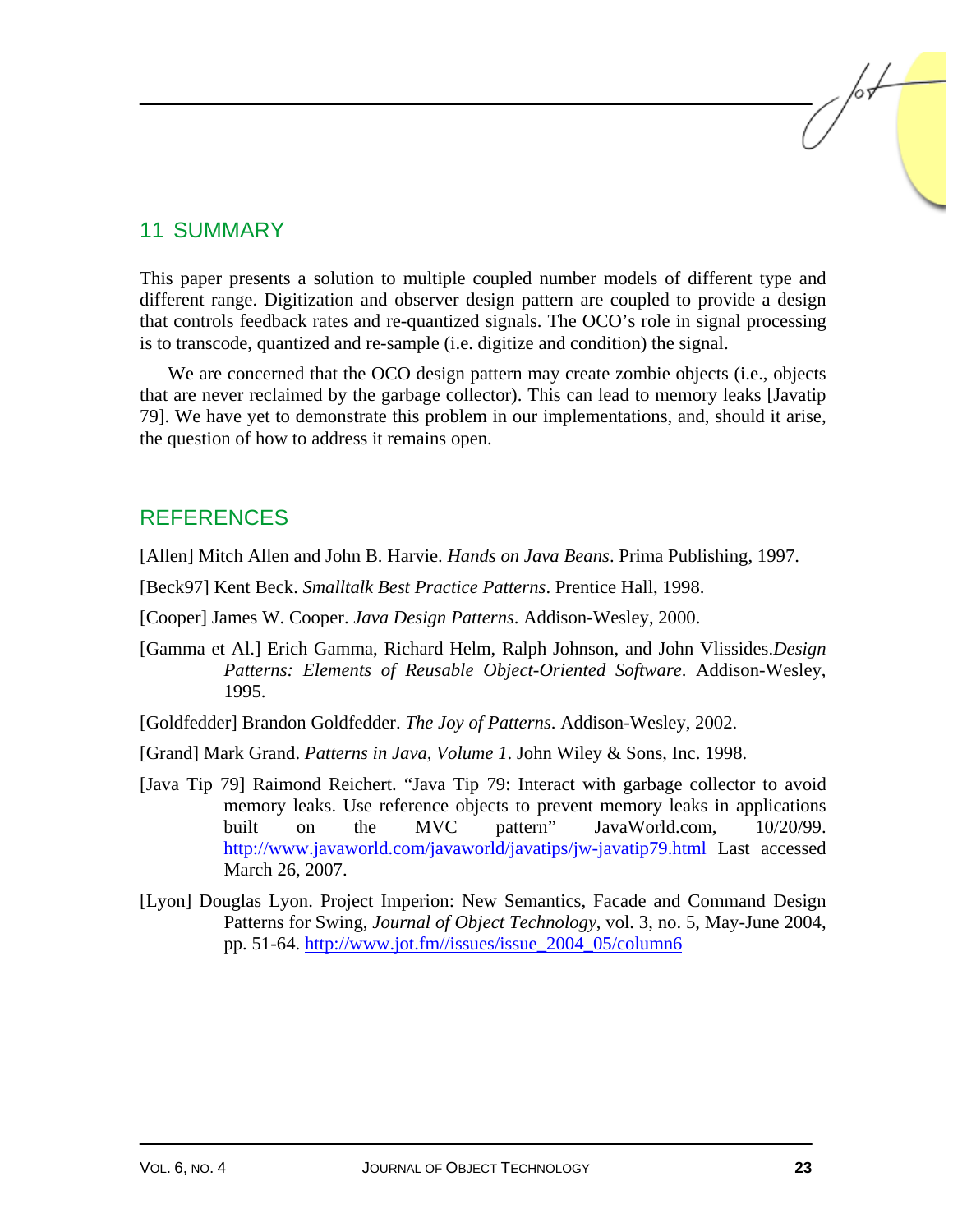## 11 SUMMARY

This paper presents a solution to multiple coupled number models of different type and different range. Digitization and observer design pattern are coupled to provide a design that controls feedback rates and re-quantized signals. The OCO's role in signal processing is to transcode, quantized and re-sample (i.e. digitize and condition) the signal.

We are concerned that the OCO design pattern may create zombie objects (i.e., objects that are never reclaimed by the garbage collector). This can lead to memory leaks [Javatip 79]. We have yet to demonstrate this problem in our implementations, and, should it arise, the question of how to address it remains open.

## REFERENCES

[Allen] Mitch Allen and John B. Harvie. *Hands on Java Beans*. Prima Publishing, 1997.

[Beck97] Kent Beck. *Smalltalk Best Practice Patterns*. Prentice Hall, 1998.

[Cooper] James W. Cooper. *Java Design Patterns*. Addison-Wesley, 2000.

[Gamma et Al.] Erich Gamma, Richard Helm, Ralph Johnson, and John Vlissides.*Design Patterns: Elements of Reusable Object-Oriented Software*. Addison-Wesley, 1995.

[Goldfedder] Brandon Goldfedder. *The Joy of Patterns*. Addison-Wesley, 2002.

[Grand] Mark Grand. *Patterns in Java, Volume 1*. John Wiley & Sons, Inc. 1998.

[Java Tip 79] Raimond Reichert. "Java Tip 79: Interact with garbage collector to avoid memory leaks. Use reference objects to prevent memory leaks in applications built on the MVC pattern" JavaWorld.com, 10/20/99. http://www.javaworld.com/javaworld/javatips/jw-javatip79.html Last accessed March 26, 2007.

[Lyon] Douglas Lyon. Project Imperion: New Semantics, Facade and Command Design Patterns for Swing, *Journal of Object Technology*, vol. 3, no. 5, May-June 2004, pp. 51-64. http://www.jot.fm//issues/issue_2004_05/column6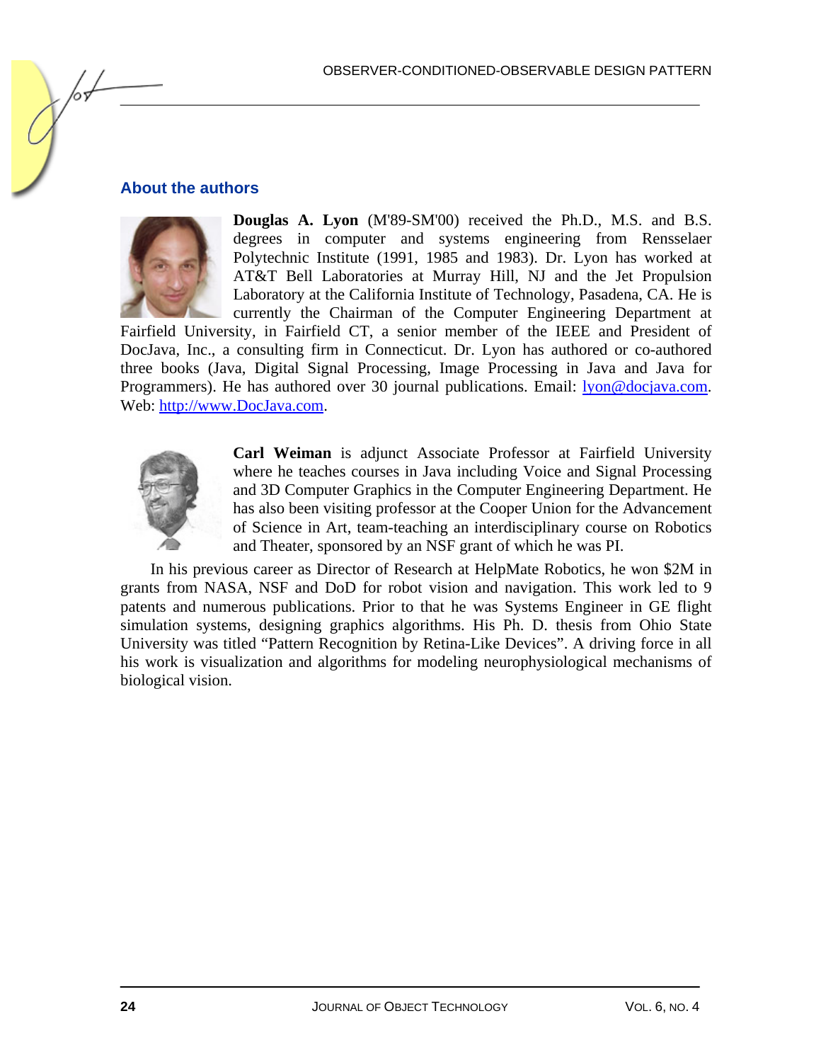## About the authors

**Douglas A. Lyon** (M'89-SM'00) received the Ph.D., M.S. and B.S. degrees in computer and systems engineering from Rensselaer Polytechnic Institute (1991, 1985 and 1983). Dr. Lyon has worked at AT&T Bell Laboratories at Murray Hill, NJ and the Jet Propulsion Laboratory at the California Institute of Technology, Pasadena, CA. He is currently the Chairman of the Computer Engineering Department at Fairfield University, in Fairfield CT, a senior member of the IEEE and President of DocJava, Inc., a consulting firm in Connecticut. Dr. Lyon has authored or co-authored three books (Java, Digital Signal Processing, Image Processing in Java and Java for Programmers). He has authored over 30 journal publications. Email: lyon@docjava.com. Web: http://www.DocJava.com.

**Carl Weiman** is adjunct Associate Professor at Fairfield University where he teaches courses in Java including Voice and Signal Processing and 3D Computer Graphics in the Computer Engineering Department. He has also been visiting professor at the Cooper Union for the Advancement of Science in Art, team-teaching an interdisciplinary course on Robotics and Theater, sponsored by an NSF grant of which he was PI.

In his previous career as Director of Research at HelpMate Robotics, he won $2M in grants from NASA, NSF and DoD for robot vision and navigation. This work led to 9 patents and numerous publications. Prior to that he was Systems Engineer in GE flight simulation systems, designing graphics algorithms. His Ph. D. thesis from Ohio State University was titled "Pattern Recognition by Retina-Like Devices". A driving force in all his work is visualization and algorithms for modeling neurophysiological mechanisms of biological vision.